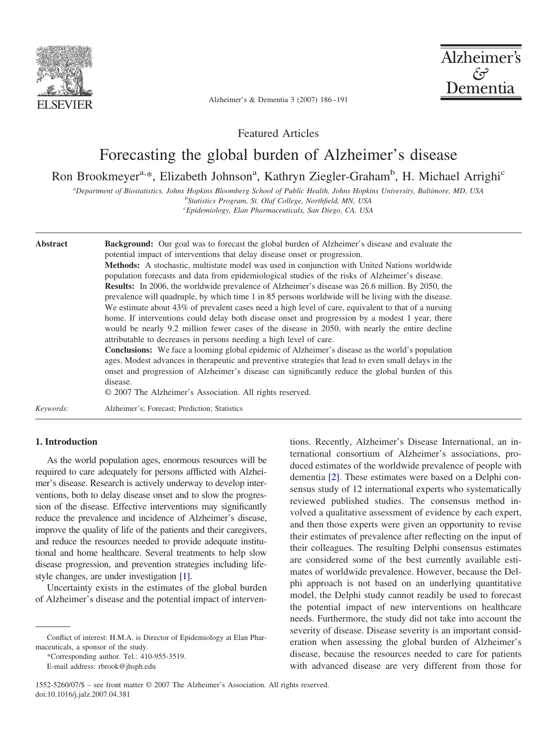Featured Articles

# Forecasting the global burden of Alzheimer's disease

Ron Brookmeyer[a,*], Elizabeth Johnson[a], Kathryn Ziegler-Graham[b], H. Michael Arrighi[c]

[a]Department of Biostatistics, Johns Hopkins Bloomberg School of Public Health, Johns Hopkins University, Baltimore, MD, USA
[b]Statistics Program, St. Olaf College, Northfield, MN, USA
[c]Epidemiology, Elan Pharmaceuticals, San Diego, CA, USA

**Abstract**

**Background:** Our goal was to forecast the global burden of Alzheimer's disease and evaluate the potential impact of interventions that delay disease onset or progression.

**Methods:** A stochastic, multistate model was used in conjunction with United Nations worldwide population forecasts and data from epidemiological studies of the risks of Alzheimer's disease.

**Results:** In 2006, the worldwide prevalence of Alzheimer's disease was 26.6 million. By 2050, the prevalence will quadruple, by which time 1 in 85 persons worldwide will be living with the disease. We estimate about 43% of prevalent cases need a high level of care, equivalent to that of a nursing home. If interventions could delay both disease onset and progression by a modest 1 year, there would be nearly 9.2 million fewer cases of the disease in 2050, with nearly the entire decline attributable to decreases in persons needing a high level of care.

**Conclusions:** We face a looming global epidemic of Alzheimer's disease as the world's population ages. Modest advances in therapeutic and preventive strategies that lead to even small delays in the onset and progression of Alzheimer's disease can significantly reduce the global burden of this disease.

© 2007 The Alzheimer's Association. All rights reserved.

*Keywords:* Alzheimer's; Forecast; Prediction; Statistics

## 1. Introduction

As the world population ages, enormous resources will be required to care adequately for persons afflicted with Alzheimer's disease. Research is actively underway to develop interventions, both to delay disease onset and to slow the progression of the disease. Effective interventions may significantly reduce the prevalence and incidence of Alzheimer's disease, improve the quality of life of the patients and their caregivers, and reduce the resources needed to provide adequate institutional and home healthcare. Several treatments to help slow disease progression, and prevention strategies including lifestyle changes, are under investigation [1].

Uncertainty exists in the estimates of the global burden of Alzheimer's disease and the potential impact of interventions. Recently, Alzheimer's Disease International, an international consortium of Alzheimer's associations, produced estimates of the worldwide prevalence of people with dementia [2]. These estimates were based on a Delphi consensus study of 12 international experts who systematically reviewed published studies. The consensus method involved a qualitative assessment of evidence by each expert, and then those experts were given an opportunity to revise their estimates of prevalence after reflecting on the input of their colleagues. The resulting Delphi consensus estimates are considered some of the best currently available estimates of worldwide prevalence. However, because the Delphi approach is not based on an underlying quantitative model, the Delphi study cannot readily be used to forecast the potential impact of new interventions on healthcare needs. Furthermore, the study did not take into account the severity of disease. Disease severity is an important consideration when assessing the global burden of Alzheimer's disease, because the resources needed to care for patients with advanced disease are very different from those for

Conflict of interest: H.M.A. is Director of Epidemiology at Elan Pharmaceuticals, a sponsor of the study.

*Corresponding author. Tel.: 410-955-3519.

E-mail address: rbrook@jhsph.edu

1552-5260/07/$ – see front matter © 2007 The Alzheimer's Association. All rights reserved.
doi:10.1016/j.jalz.2007.04.381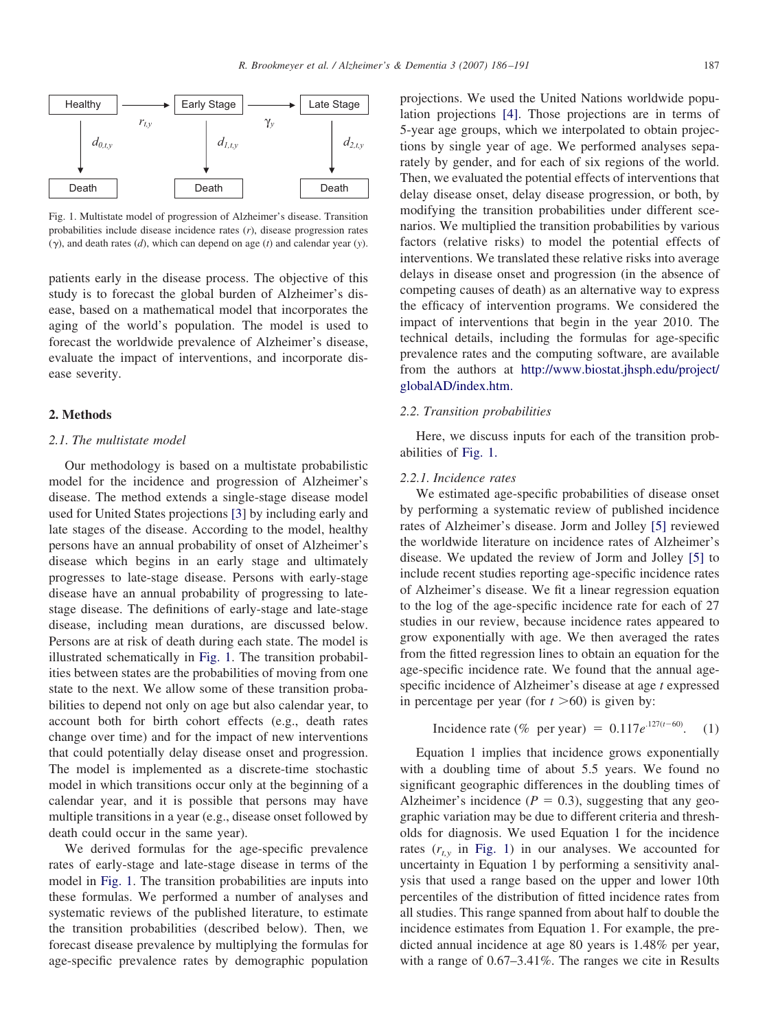Fig. 1. Multistate model of progression of Alzheimer's disease. Transition probabilities include disease incidence rates ($r$), disease progression rates ($\gamma$), and death rates ($d$), which can depend on age ($t$) and calendar year ($y$).

patients early in the disease process. The objective of this study is to forecast the global burden of Alzheimer's disease, based on a mathematical model that incorporates the aging of the world's population. The model is used to forecast the worldwide prevalence of Alzheimer's disease, evaluate the impact of interventions, and incorporate disease severity.

## 2. Methods

### 2.1. The multistate model

Our methodology is based on a multistate probabilistic model for the incidence and progression of Alzheimer's disease. The method extends a single-stage disease model used for United States projections [3] by including early and late stages of the disease. According to the model, healthy persons have an annual probability of onset of Alzheimer's disease which begins in an early stage and ultimately progresses to late-stage disease. Persons with early-stage disease have an annual probability of progressing to late-stage disease. The definitions of early-stage and late-stage disease, including mean durations, are discussed below. Persons are at risk of death during each state. The model is illustrated schematically in Fig. 1. The transition probabilities between states are the probabilities of moving from one state to the next. We allow some of these transition probabilities to depend not only on age but also calendar year, to account both for birth cohort effects (e.g., death rates change over time) and for the impact of new interventions that could potentially delay disease onset and progression. The model is implemented as a discrete-time stochastic model in which transitions occur only at the beginning of a calendar year, and it is possible that persons may have multiple transitions in a year (e.g., disease onset followed by death could occur in the same year).

We derived formulas for the age-specific prevalence rates of early-stage and late-stage disease in terms of the model in Fig. 1. The transition probabilities are inputs into these formulas. We performed a number of analyses and systematic reviews of the published literature, to estimate the transition probabilities (described below). Then, we forecast disease prevalence by multiplying the formulas for age-specific prevalence rates by demographic population projections. We used the United Nations worldwide population projections [4]. Those projections are in terms of 5-year age groups, which we interpolated to obtain projections by single year of age. We performed analyses separately by gender, and for each of six regions of the world. Then, we evaluated the potential effects of interventions that delay disease onset, delay disease progression, or both, by modifying the transition probabilities under different scenarios. We multiplied the transition probabilities by various factors (relative risks) to model the potential effects of interventions. We translated these relative risks into average delays in disease onset and progression (in the absence of competing causes of death) as an alternative way to express the efficacy of intervention programs. We considered the impact of interventions that begin in the year 2010. The technical details, including the formulas for age-specific prevalence rates and the computing software, are available from the authors at http://www.biostat.jhsph.edu/project/globalAD/index.htm.

### 2.2. Transition probabilities

Here, we discuss inputs for each of the transition probabilities of Fig. 1.

#### 2.2.1. Incidence rates

We estimated age-specific probabilities of disease onset by performing a systematic review of published incidence rates of Alzheimer's disease. Jorm and Jolley [5] reviewed the worldwide literature on incidence rates of Alzheimer's disease. We updated the review of Jorm and Jolley [5] to include recent studies reporting age-specific incidence rates of Alzheimer's disease. We fit a linear regression equation to the log of the age-specific incidence rate for each of 27 studies in our review, because incidence rates appeared to grow exponentially with age. We then averaged the rates from the fitted regression lines to obtain an equation for the age-specific incidence rate. We found that the annual age-specific incidence of Alzheimer's disease at age $t$ expressed in percentage per year (for $t > 60$) is given by:

$$\text{Incidence rate (\% per year)} = 0.117e^{.127(t-60)}. \quad (1)$$

Equation 1 implies that incidence grows exponentially with a doubling time of about 5.5 years. We found no significant geographic differences in the doubling times of Alzheimer's incidence ($P = 0.3$), suggesting that any geographic variation may be due to different criteria and thresholds for diagnosis. We used Equation 1 for the incidence rates ($r_{t,y}$ in Fig. 1) in our analyses. We accounted for uncertainty in Equation 1 by performing a sensitivity analysis that used a range based on the upper and lower 10th percentiles of the distribution of fitted incidence rates from all studies. This range spanned from about half to double the incidence estimates from Equation 1. For example, the predicted annual incidence at age 80 years is 1.48% per year, with a range of 0.67–3.41%. The ranges we cite in Results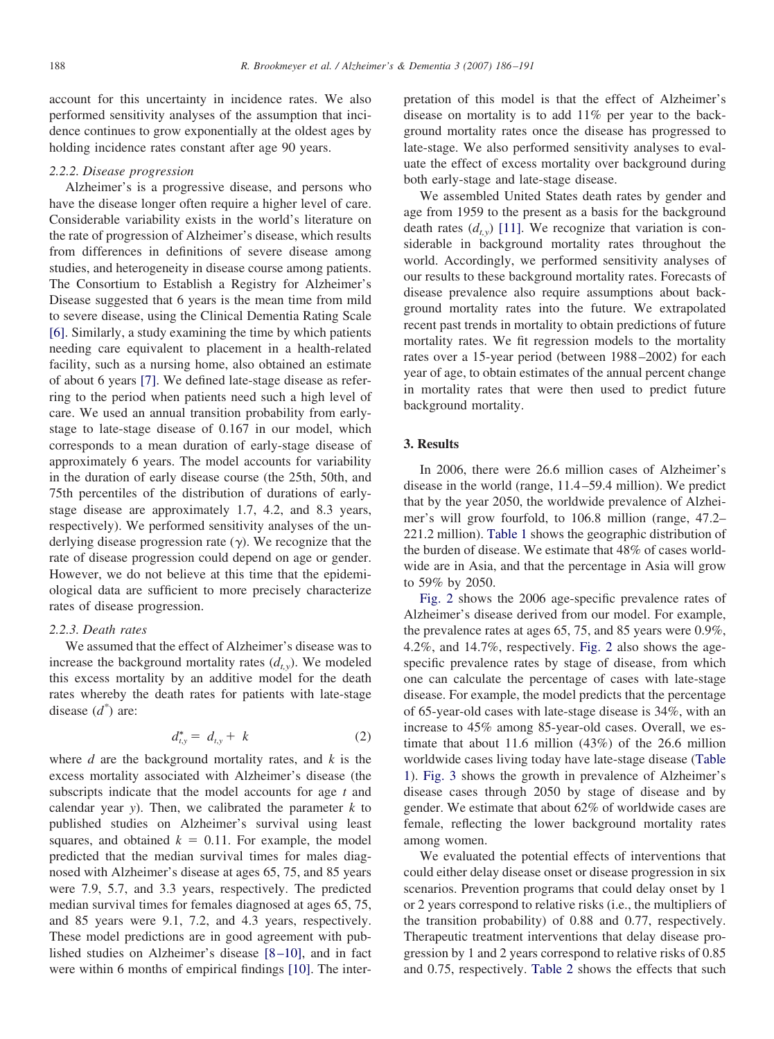account for this uncertainty in incidence rates. We also performed sensitivity analyses of the assumption that incidence continues to grow exponentially at the oldest ages by holding incidence rates constant after age 90 years.

#### 2.2.2. Disease progression

Alzheimer's is a progressive disease, and persons who have the disease longer often require a higher level of care. Considerable variability exists in the world's literature on the rate of progression of Alzheimer's disease, which results from differences in definitions of severe disease among studies, and heterogeneity in disease course among patients. The Consortium to Establish a Registry for Alzheimer's Disease suggested that 6 years is the mean time from mild to severe disease, using the Clinical Dementia Rating Scale [6]. Similarly, a study examining the time by which patients needing care equivalent to placement in a health-related facility, such as a nursing home, also obtained an estimate of about 6 years [7]. We defined late-stage disease as referring to the period when patients need such a high level of care. We used an annual transition probability from early-stage to late-stage disease of 0.167 in our model, which corresponds to a mean duration of early-stage disease of approximately 6 years. The model accounts for variability in the duration of early disease course (the 25th, 50th, and 75th percentiles of the distribution of durations of early-stage disease are approximately 1.7, 4.2, and 8.3 years, respectively). We performed sensitivity analyses of the underlying disease progression rate ($\gamma$). We recognize that the rate of disease progression could depend on age or gender. However, we do not believe at this time that the epidemiological data are sufficient to more precisely characterize rates of disease progression.

#### 2.2.3. Death rates

We assumed that the effect of Alzheimer's disease was to increase the background mortality rates ($d_{t,y}$). We modeled this excess mortality by an additive model for the death rates whereby the death rates for patients with late-stage disease ($d^*$) are:

$$d^*_{t,y} = d_{t,y} + k \tag{2}$$

where $d$ are the background mortality rates, and $k$ is the excess mortality associated with Alzheimer's disease (the subscripts indicate that the model accounts for age $t$ and calendar year $y$). Then, we calibrated the parameter $k$ to published studies on Alzheimer's survival using least squares, and obtained $k = 0.11$. For example, the model predicted that the median survival times for males diagnosed with Alzheimer's disease at ages 65, 75, and 85 years were 7.9, 5.7, and 3.3 years, respectively. The predicted median survival times for females diagnosed at ages 65, 75, and 85 years were 9.1, 7.2, and 4.3 years, respectively. These model predictions are in good agreement with published studies on Alzheimer's disease [8–10], and in fact were within 6 months of empirical findings [10]. The interpretation of this model is that the effect of Alzheimer's disease on mortality is to add 11% per year to the background mortality rates once the disease has progressed to late-stage. We also performed sensitivity analyses to evaluate the effect of excess mortality over background during both early-stage and late-stage disease.

We assembled United States death rates by gender and age from 1959 to the present as a basis for the background death rates ($d_{t,y}$) [11]. We recognize that variation is considerable in background mortality rates throughout the world. Accordingly, we performed sensitivity analyses of our results to these background mortality rates. Forecasts of disease prevalence also require assumptions about background mortality rates into the future. We extrapolated recent past trends in mortality to obtain predictions of future mortality rates. We fit regression models to the mortality rates over a 15-year period (between 1988–2002) for each year of age, to obtain estimates of the annual percent change in mortality rates that were then used to predict future background mortality.

## 3. Results

In 2006, there were 26.6 million cases of Alzheimer's disease in the world (range, 11.4–59.4 million). We predict that by the year 2050, the worldwide prevalence of Alzheimer's will grow fourfold, to 106.8 million (range, 47.2–221.2 million). Table 1 shows the geographic distribution of the burden of disease. We estimate that 48% of cases worldwide are in Asia, and that the percentage in Asia will grow to 59% by 2050.

Fig. 2 shows the 2006 age-specific prevalence rates of Alzheimer's disease derived from our model. For example, the prevalence rates at ages 65, 75, and 85 years were 0.9%, 4.2%, and 14.7%, respectively. Fig. 2 also shows the age-specific prevalence rates by stage of disease, from which one can calculate the percentage of cases with late-stage disease. For example, the model predicts that the percentage of 65-year-old cases with late-stage disease is 34%, with an increase to 45% among 85-year-old cases. Overall, we estimate that about 11.6 million (43%) of the 26.6 million worldwide cases living today have late-stage disease (Table 1). Fig. 3 shows the growth in prevalence of Alzheimer's disease cases through 2050 by stage of disease and by gender. We estimate that about 62% of worldwide cases are female, reflecting the lower background mortality rates among women.

We evaluated the potential effects of interventions that could either delay disease onset or disease progression in six scenarios. Prevention programs that could delay onset by 1 or 2 years correspond to relative risks (i.e., the multipliers of the transition probability) of 0.88 and 0.77, respectively. Therapeutic treatment interventions that delay disease progression by 1 and 2 years correspond to relative risks of 0.85 and 0.75, respectively. Table 2 shows the effects that such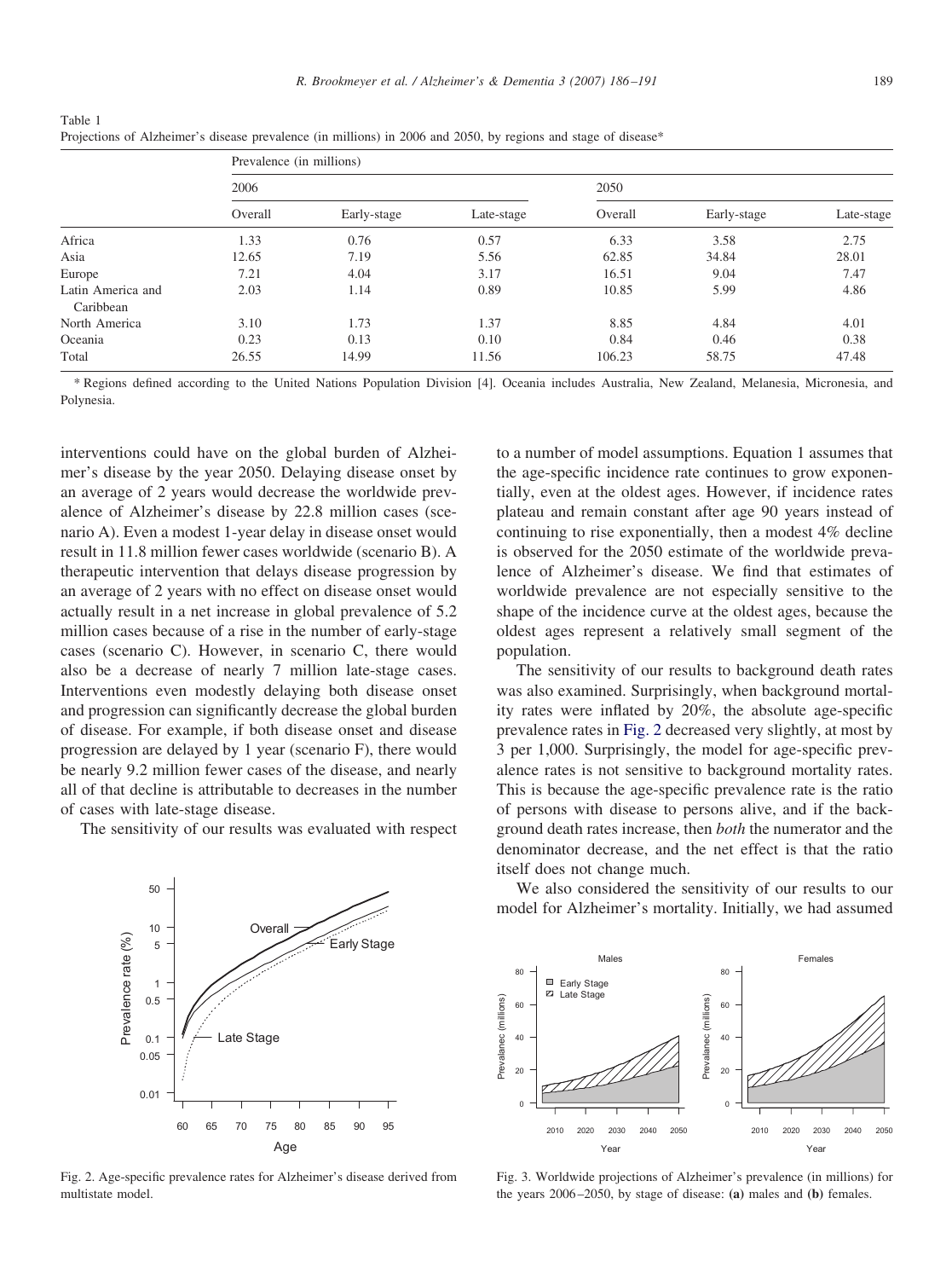Table 1
Projections of Alzheimer's disease prevalence (in millions) in 2006 and 2050, by regions and stage of disease*

| | Prevalence (in millions) | | | | | |
|---|---|---|---|---|---|---|
| | 2006 | | | 2050 | | |
| | Overall | Early-stage | Late-stage | Overall | Early-stage | Late-stage |
| Africa | 1.33 | 0.76 | 0.57 | 6.33 | 3.58 | 2.75 |
| Asia | 12.65 | 7.19 | 5.56 | 62.85 | 34.84 | 28.01 |
| Europe | 7.21 | 4.04 | 3.17 | 16.51 | 9.04 | 7.47 |
| Latin America and Caribbean | 2.03 | 1.14 | 0.89 | 10.85 | 5.99 | 4.86 |
| North America | 3.10 | 1.73 | 1.37 | 8.85 | 4.84 | 4.01 |
| Oceania | 0.23 | 0.13 | 0.10 | 0.84 | 0.46 | 0.38 |
| Total | 26.55 | 14.99 | 11.56 | 106.23 | 58.75 | 47.48 |

* Regions defined according to the United Nations Population Division [4]. Oceania includes Australia, New Zealand, Melanesia, Micronesia, and Polynesia.

interventions could have on the global burden of Alzheimer's disease by the year 2050. Delaying disease onset by an average of 2 years would decrease the worldwide prevalence of Alzheimer's disease by 22.8 million cases (scenario A). Even a modest 1-year delay in disease onset would result in 11.8 million fewer cases worldwide (scenario B). A therapeutic intervention that delays disease progression by an average of 2 years with no effect on disease onset would actually result in a net increase in global prevalence of 5.2 million cases because of a rise in the number of early-stage cases (scenario C). However, in scenario C, there would also be a decrease of nearly 7 million late-stage cases. Interventions even modestly delaying both disease onset and progression can significantly decrease the global burden of disease. For example, if both disease onset and disease progression are delayed by 1 year (scenario F), there would be nearly 9.2 million fewer cases of the disease, and nearly all of that decline is attributable to decreases in the number of cases with late-stage disease.

The sensitivity of our results was evaluated with respect to a number of model assumptions. Equation 1 assumes that the age-specific incidence rate continues to grow exponentially, even at the oldest ages. However, if incidence rates plateau and remain constant after age 90 years instead of continuing to rise exponentially, then a modest 4% decline is observed for the 2050 estimate of the worldwide prevalence of Alzheimer's disease. We find that estimates of worldwide prevalence are not especially sensitive to the shape of the incidence curve at the oldest ages, because the oldest ages represent a relatively small segment of the population.

The sensitivity of our results to background death rates was also examined. Surprisingly, when background mortality rates were inflated by 20%, the absolute age-specific prevalence rates in Fig. 2 decreased very slightly, at most by 3 per 1,000. Surprisingly, the model for age-specific prevalence rates is not sensitive to background mortality rates. This is because the age-specific prevalence rate is the ratio of persons with disease to persons alive, and if the background death rates increase, then *both* the numerator and the denominator decrease, and the net effect is that the ratio itself does not change much.

We also considered the sensitivity of our results to our model for Alzheimer's mortality. Initially, we had assumed

Fig. 2. Age-specific prevalence rates for Alzheimer's disease derived from multistate model.

Fig. 3. Worldwide projections of Alzheimer's prevalence (in millions) for the years 2006–2050, by stage of disease: **(a)** males and **(b)** females.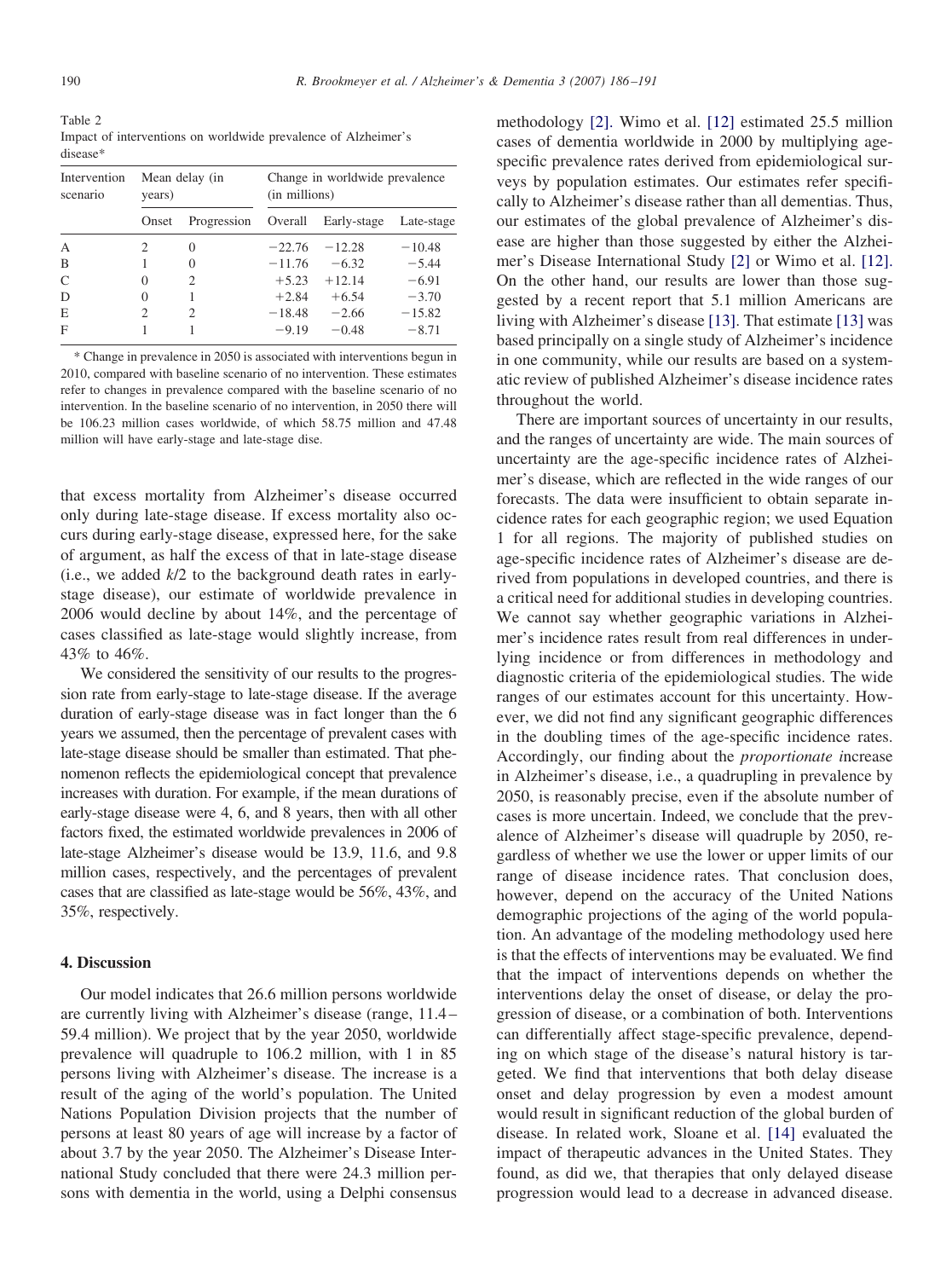Table 2
Impact of interventions on worldwide prevalence of Alzheimer's disease*

| Intervention scenario | Mean delay (in years) | | Change in worldwide prevalence (in millions) | | |
|---|---|---|---|---|---|
| | Onset | Progression | Overall | Early-stage | Late-stage |
| A | 2 | 0 | −22.76 | −12.28 | −10.48 |
| B | 1 | 0 | −11.76 | −6.32 | −5.44 |
| C | 0 | 2 | +5.23 | +12.14 | −6.91 |
| D | 0 | 1 | +2.84 | +6.54 | −3.70 |
| E | 2 | 2 | −18.48 | −2.66 | −15.82 |
| F | 1 | 1 | −9.19 | −0.48 | −8.71 |

* Change in prevalence in 2050 is associated with interventions begun in 2010, compared with baseline scenario of no intervention. These estimates refer to changes in prevalence compared with the baseline scenario of no intervention. In the baseline scenario of no intervention, in 2050 there will be 106.23 million cases worldwide, of which 58.75 million and 47.48 million will have early-stage and late-stage dise.

that excess mortality from Alzheimer's disease occurred only during late-stage disease. If excess mortality also occurs during early-stage disease, expressed here, for the sake of argument, as half the excess of that in late-stage disease (i.e., we added $k/2$ to the background death rates in early-stage disease), our estimate of worldwide prevalence in 2006 would decline by about 14%, and the percentage of cases classified as late-stage would slightly increase, from 43% to 46%.

We considered the sensitivity of our results to the progression rate from early-stage to late-stage disease. If the average duration of early-stage disease was in fact longer than the 6 years we assumed, then the percentage of prevalent cases with late-stage disease should be smaller than estimated. That phenomenon reflects the epidemiological concept that prevalence increases with duration. For example, if the mean durations of early-stage disease were 4, 6, and 8 years, then with all other factors fixed, the estimated worldwide prevalences in 2006 of late-stage Alzheimer's disease would be 13.9, 11.6, and 9.8 million cases, respectively, and the percentages of prevalent cases that are classified as late-stage would be 56%, 43%, and 35%, respectively.

## 4. Discussion

Our model indicates that 26.6 million persons worldwide are currently living with Alzheimer's disease (range, 11.4–59.4 million). We project that by the year 2050, worldwide prevalence will quadruple to 106.2 million, with 1 in 85 persons living with Alzheimer's disease. The increase is a result of the aging of the world's population. The United Nations Population Division projects that the number of persons at least 80 years of age will increase by a factor of about 3.7 by the year 2050. The Alzheimer's Disease International Study concluded that there were 24.3 million persons with dementia in the world, using a Delphi consensus methodology [2]. Wimo et al. [12] estimated 25.5 million cases of dementia worldwide in 2000 by multiplying age-specific prevalence rates derived from epidemiological surveys by population estimates. Our estimates refer specifically to Alzheimer's disease rather than all dementias. Thus, our estimates of the global prevalence of Alzheimer's disease are higher than those suggested by either the Alzheimer's Disease International Study [2] or Wimo et al. [12]. On the other hand, our results are lower than those suggested by a recent report that 5.1 million Americans are living with Alzheimer's disease [13]. That estimate [13] was based principally on a single study of Alzheimer's incidence in one community, while our results are based on a systematic review of published Alzheimer's disease incidence rates throughout the world.

There are important sources of uncertainty in our results, and the ranges of uncertainty are wide. The main sources of uncertainty are the age-specific incidence rates of Alzheimer's disease, which are reflected in the wide ranges of our forecasts. The data were insufficient to obtain separate incidence rates for each geographic region; we used Equation 1 for all regions. The majority of published studies on age-specific incidence rates of Alzheimer's disease are derived from populations in developed countries, and there is a critical need for additional studies in developing countries. We cannot say whether geographic variations in Alzheimer's incidence rates result from real differences in underlying incidence or from differences in methodology and diagnostic criteria of the epidemiological studies. The wide ranges of our estimates account for this uncertainty. However, we did not find any significant geographic differences in the doubling times of the age-specific incidence rates. Accordingly, our finding about the *proportionate i*ncrease in Alzheimer's disease, i.e., a quadrupling in prevalence by 2050, is reasonably precise, even if the absolute number of cases is more uncertain. Indeed, we conclude that the prevalence of Alzheimer's disease will quadruple by 2050, regardless of whether we use the lower or upper limits of our range of disease incidence rates. That conclusion does, however, depend on the accuracy of the United Nations demographic projections of the aging of the world population. An advantage of the modeling methodology used here is that the effects of interventions may be evaluated. We find that the impact of interventions depends on whether the interventions delay the onset of disease, or delay the progression of disease, or a combination of both. Interventions can differentially affect stage-specific prevalence, depending on which stage of the disease's natural history is targeted. We find that interventions that both delay disease onset and delay progression by even a modest amount would result in significant reduction of the global burden of disease. In related work, Sloane et al. [14] evaluated the impact of therapeutic advances in the United States. They found, as did we, that therapies that only delayed disease progression would lead to a decrease in advanced disease.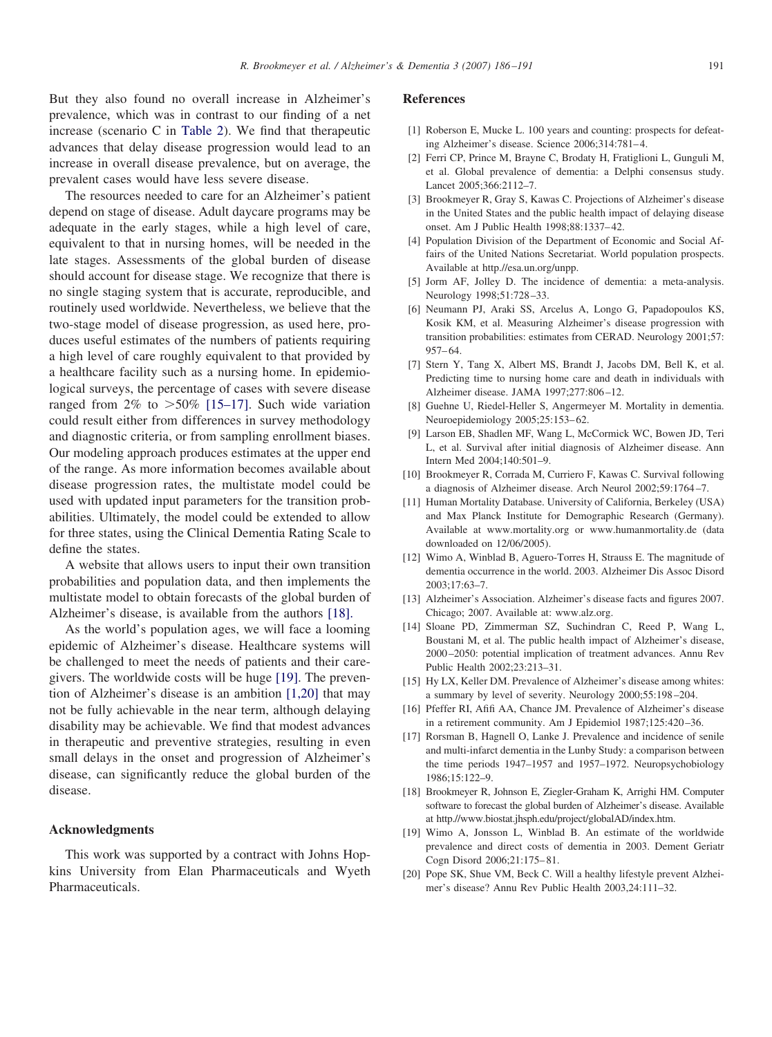But they also found no overall increase in Alzheimer's prevalence, which was in contrast to our finding of a net increase (scenario C in Table 2). We find that therapeutic advances that delay disease progression would lead to an increase in overall disease prevalence, but on average, the prevalent cases would have less severe disease.

The resources needed to care for an Alzheimer's patient depend on stage of disease. Adult daycare programs may be adequate in the early stages, while a high level of care, equivalent to that in nursing homes, will be needed in the late stages. Assessments of the global burden of disease should account for disease stage. We recognize that there is no single staging system that is accurate, reproducible, and routinely used worldwide. Nevertheless, we believe that the two-stage model of disease progression, as used here, produces useful estimates of the numbers of patients requiring a high level of care roughly equivalent to that provided by a healthcare facility such as a nursing home. In epidemiological surveys, the percentage of cases with severe disease ranged from 2% to >50% [15–17]. Such wide variation could result either from differences in survey methodology and diagnostic criteria, or from sampling enrollment biases. Our modeling approach produces estimates at the upper end of the range. As more information becomes available about disease progression rates, the multistate model could be used with updated input parameters for the transition probabilities. Ultimately, the model could be extended to allow for three states, using the Clinical Dementia Rating Scale to define the states.

A website that allows users to input their own transition probabilities and population data, and then implements the multistate model to obtain forecasts of the global burden of Alzheimer's disease, is available from the authors [18].

As the world's population ages, we will face a looming epidemic of Alzheimer's disease. Healthcare systems will be challenged to meet the needs of patients and their caregivers. The worldwide costs will be huge [19]. The prevention of Alzheimer's disease is an ambition [1,20] that may not be fully achievable in the near term, although delaying disability may be achievable. We find that modest advances in therapeutic and preventive strategies, resulting in even small delays in the onset and progression of Alzheimer's disease, can significantly reduce the global burden of the disease.

## Acknowledgments

This work was supported by a contract with Johns Hopkins University from Elan Pharmaceuticals and Wyeth Pharmaceuticals.

## References

[1] Roberson E, Mucke L. 100 years and counting: prospects for defeating Alzheimer's disease. Science 2006;314:781–4.

[2] Ferri CP, Prince M, Brayne C, Brodaty H, Fratiglioni L, Gunguli M, et al. Global prevalence of dementia: a Delphi consensus study. Lancet 2005;366:2112–7.

[3] Brookmeyer R, Gray S, Kawas C. Projections of Alzheimer's disease in the United States and the public health impact of delaying disease onset. Am J Public Health 1998;88:1337–42.

[4] Population Division of the Department of Economic and Social Affairs of the United Nations Secretariat. World population prospects. Available at http://esa.un.org/unpp.

[5] Jorm AF, Jolley D. The incidence of dementia: a meta-analysis. Neurology 1998;51:728–33.

[6] Neumann PJ, Araki SS, Arcelus A, Longo G, Papadopoulos KS, Kosik KM, et al. Measuring Alzheimer's disease progression with transition probabilities: estimates from CERAD. Neurology 2001;57: 957–64.

[7] Stern Y, Tang X, Albert MS, Brandt J, Jacobs DM, Bell K, et al. Predicting time to nursing home care and death in individuals with Alzheimer disease. JAMA 1997;277:806–12.

[8] Guehne U, Riedel-Heller S, Angermeyer M. Mortality in dementia. Neuroepidemiology 2005;25:153–62.

[9] Larson EB, Shadlen MF, Wang L, McCormick WC, Bowen JD, Teri L, et al. Survival after initial diagnosis of Alzheimer disease. Ann Intern Med 2004;140:501–9.

[10] Brookmeyer R, Corrada M, Curriero F, Kawas C. Survival following a diagnosis of Alzheimer disease. Arch Neurol 2002;59:1764–7.

[11] Human Mortality Database. University of California, Berkeley (USA) and Max Planck Institute for Demographic Research (Germany). Available at www.mortality.org or www.humanmortality.de (data downloaded on 12/06/2005).

[12] Wimo A, Winblad B, Aguero-Torres H, Strauss E. The magnitude of dementia occurrence in the world. 2003. Alzheimer Dis Assoc Disord 2003;17:63–7.

[13] Alzheimer's Association. Alzheimer's disease facts and figures 2007. Chicago; 2007. Available at: www.alz.org.

[14] Sloane PD, Zimmerman SZ, Suchindran C, Reed P, Wang L, Boustani M, et al. The public health impact of Alzheimer's disease, 2000–2050: potential implication of treatment advances. Annu Rev Public Health 2002;23:213–31.

[15] Hy LX, Keller DM. Prevalence of Alzheimer's disease among whites: a summary by level of severity. Neurology 2000;55:198–204.

[16] Pfeffer RI, Afifi AA, Chance JM. Prevalence of Alzheimer's disease in a retirement community. Am J Epidemiol 1987;125:420–36.

[17] Rorsman B, Hagnell O, Lanke J. Prevalence and incidence of senile and multi-infarct dementia in the Lunby Study: a comparison between the time periods 1947–1957 and 1957–1972. Neuropsychobiology 1986;15:122–9.

[18] Brookmeyer R, Johnson E, Ziegler-Graham K, Arrighi HM. Computer software to forecast the global burden of Alzheimer's disease. Available at http://www.biostat.jhsph.edu/project/globalAD/index.htm.

[19] Wimo A, Jonsson L, Winblad B. An estimate of the worldwide prevalence and direct costs of dementia in 2003. Dement Geriatr Cogn Disord 2006;21:175–81.

[20] Pope SK, Shue VM, Beck C. Will a healthy lifestyle prevent Alzheimer's disease? Annu Rev Public Health 2003,24:111–32.